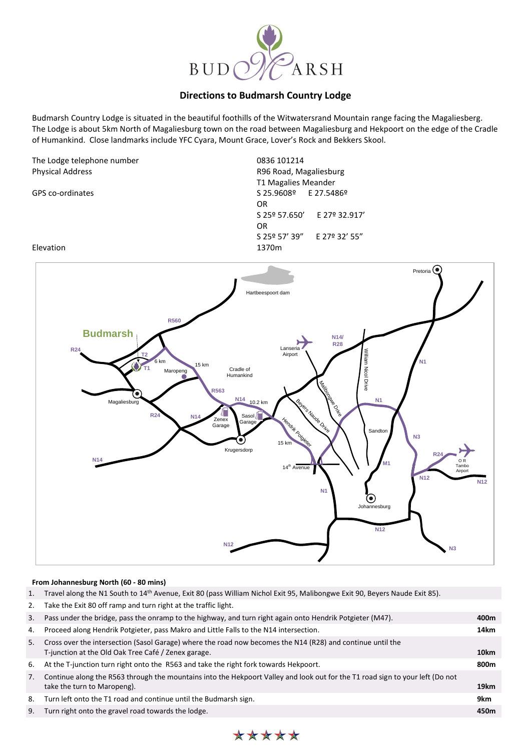# Directions to Budmarsh Country Lodge

Budmarsh Country Lodge is situated in the beautiful foothills of the Witwatersrand Mountain range facing the Magaliesberg. The Lodge is about 5km North of Magaliesburg town on the road between Magaliesburg and Hekpoort on the edge of the Cradle of Humankind. Close landmarks include YFC Cyara, Mount Grace, Lover's Rock and Bekkers Skool.

| | |
|---|---|
| The Lodge telephone number | 0836 101214 |
| Physical Address | R96 Road, Magaliesburg<br>T1 Magalies Meander |
| GPS co-ordinates | S 25.9608º E 27.5486º<br>OR<br>S 25º 57.650' E 27º 32.917'<br>OR<br>S 25º 57' 39" E 27º 32' 55" |
| Elevation | 1370m |

**From Johannesburg North (60 - 80 mins)**

| | | |
|---|---|---|
| 1. | Travel along the N1 South to 14th Avenue, Exit 80 (pass William Nichol Exit 95, Malibongwe Exit 90, Beyers Naude Exit 85). | |
| 2. | Take the Exit 80 off ramp and turn right at the traffic light. | |
| 3. | Pass under the bridge, pass the onramp to the highway, and turn right again onto Hendrik Potgieter (M47). | **400m** |
| 4. | Proceed along Hendrik Potgieter, pass Makro and Little Falls to the N14 intersection. | **14km** |
| 5. | Cross over the intersection (Sasol Garage) where the road now becomes the N14 (R28) and continue until the T-junction at the Old Oak Tree Café / Zenex garage. | **10km** |
| 6. | At the T-junction turn right onto the R563 and take the right fork towards Hekpoort. | **800m** |
| 7. | Continue along the R563 through the mountains into the Hekpoort Valley and look out for the T1 road sign to your left (Do not take the turn to Maropeng). | **19km** |
| 8. | Turn left onto the T1 road and continue until the Budmarsh sign. | **9km** |
| 9. | Turn right onto the gravel road towards the lodge. | **450m** |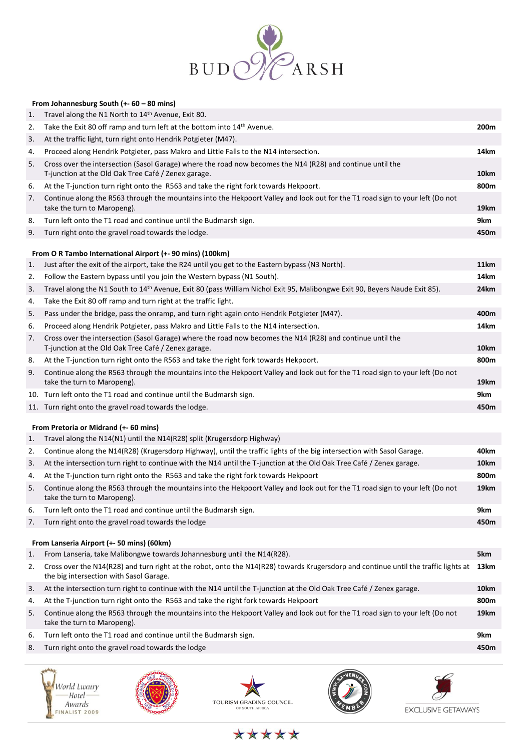BUDMARSH

| From Johannesburg South (+- 60 – 80 mins) | | |
|---|---|---|
| 1. | Travel along the N1 North to 14th Avenue, Exit 80. | |
| 2. | Take the Exit 80 off ramp and turn left at the bottom into 14th Avenue. | 200m |
| 3. | At the traffic light, turn right onto Hendrik Potgieter (M47). | |
| 4. | Proceed along Hendrik Potgieter, pass Makro and Little Falls to the N14 intersection. | 14km |
| 5. | Cross over the intersection (Sasol Garage) where the road now becomes the N14 (R28) and continue until the T-junction at the Old Oak Tree Café / Zenex garage. | 10km |
| 6. | At the T-junction turn right onto the R563 and take the right fork towards Hekpoort. | 800m |
| 7. | Continue along the R563 through the mountains into the Hekpoort Valley and look out for the T1 road sign to your left (Do not take the turn to Maropeng). | 19km |
| 8. | Turn left onto the T1 road and continue until the Budmarsh sign. | 9km |
| 9. | Turn right onto the gravel road towards the lodge. | 450m |

| From O R Tambo International Airport (+- 90 mins) (100km) | | |
|---|---|---|
| 1. | Just after the exit of the airport, take the R24 until you get to the Eastern bypass (N3 North). | 11km |
| 2. | Follow the Eastern bypass until you join the Western bypass (N1 South). | 14km |
| 3. | Travel along the N1 South to 14th Avenue, Exit 80 (pass William Nichol Exit 95, Malibongwe Exit 90, Beyers Naude Exit 85). | 24km |
| 4. | Take the Exit 80 off ramp and turn right at the traffic light. | |
| 5. | Pass under the bridge, pass the onramp, and turn right again onto Hendrik Potgieter (M47). | 400m |
| 6. | Proceed along Hendrik Potgieter, pass Makro and Little Falls to the N14 intersection. | 14km |
| 7. | Cross over the intersection (Sasol Garage) where the road now becomes the N14 (R28) and continue until the T-junction at the Old Oak Tree Café / Zenex garage. | 10km |
| 8. | At the T-junction turn right onto the R563 and take the right fork towards Hekpoort. | 800m |
| 9. | Continue along the R563 through the mountains into the Hekpoort Valley and look out for the T1 road sign to your left (Do not take the turn to Maropeng). | 19km |
| 10. | Turn left onto the T1 road and continue until the Budmarsh sign. | 9km |
| 11. | Turn right onto the gravel road towards the lodge. | 450m |

| From Pretoria or Midrand (+- 60 mins) | | |
|---|---|---|
| 1. | Travel along the N14(N1) until the N14(R28) split (Krugersdorp Highway) | |
| 2. | Continue along the N14(R28) (Krugersdorp Highway), until the traffic lights of the big intersection with Sasol Garage. | 40km |
| 3. | At the intersection turn right to continue with the N14 until the T-junction at the Old Oak Tree Café / Zenex garage. | 10km |
| 4. | At the T-junction turn right onto the R563 and take the right fork towards Hekpoort | 800m |
| 5. | Continue along the R563 through the mountains into the Hekpoort Valley and look out for the T1 road sign to your left (Do not take the turn to Maropeng). | 19km |
| 6. | Turn left onto the T1 road and continue until the Budmarsh sign. | 9km |
| 7. | Turn right onto the gravel road towards the lodge | 450m |

| From Lanseria Airport (+- 50 mins) (60km) | | |
|---|---|---|
| 1. | From Lanseria, take Malibongwe towards Johannesburg until the N14(R28). | 5km |
| 2. | Cross over the N14(R28) and turn right at the robot, onto the N14(R28) towards Krugersdorp and continue until the traffic lights at the big intersection with Sasol Garage. | 13km |
| 3. | At the intersection turn right to continue with the N14 until the T-junction at the Old Oak Tree Café / Zenex garage. | 10km |
| 4. | At the T-junction turn right onto the R563 and take the right fork towards Hekpoort | 800m |
| 5. | Continue along the R563 through the mountains into the Hekpoort Valley and look out for the T1 road sign to your left (Do not take the turn to Maropeng). | 19km |
| 6. | Turn left onto the T1 road and continue until the Budmarsh sign. | 9km |
| 8. | Turn right onto the gravel road towards the lodge | 450m |

World Luxury Hotel Awards FINALIST 2009

TOURISM GRADING COUNCIL OF SOUTH AFRICA

WWW.SA-VENUES.COM MEMBER

EXCLUSIVE GETAWAYS